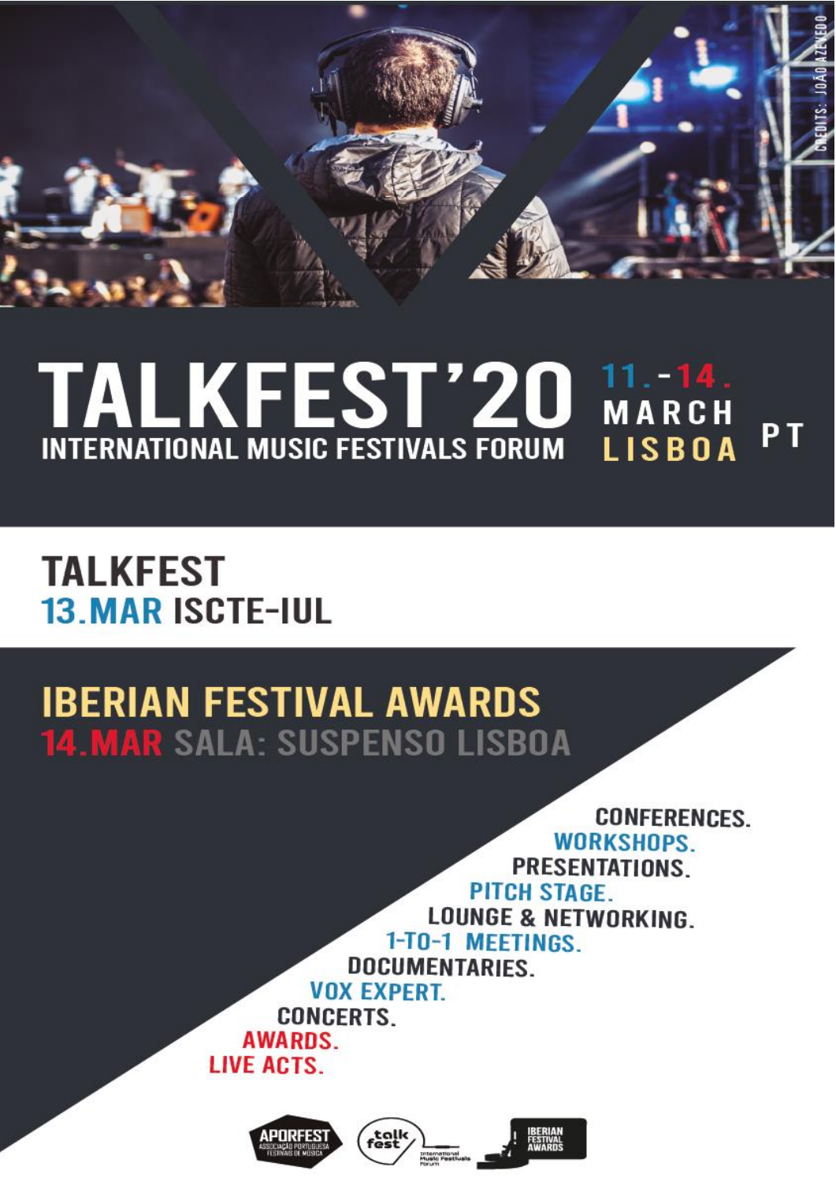# TALKFEST'20

## INTERNATIONAL MUSIC FESTIVALS FORUM

11.-14. MARCH LISBOA PT

CREDITS: JOÃO AZEVEDO

## TALKFEST
13.MAR ISCTE-IUL

## IBERIAN FESTIVAL AWARDS
14.MAR SALA: SUSPENSO LISBOA

CONFERENCES.
WORKSHOPS.
PRESENTATIONS.
PITCH STAGE.
LOUNGE & NETWORKING.
1-TO-1 MEETINGS.
DOCUMENTARIES.
VOX EXPERT.
CONCERTS.
AWARDS.
LIVE ACTS.

APORFEST ASSOCIAÇÃO PORTUGUESA FESTIVAIS DE MÚSICA — talk fest International Music Festivals Forum — IBERIAN FESTIVAL AWARDS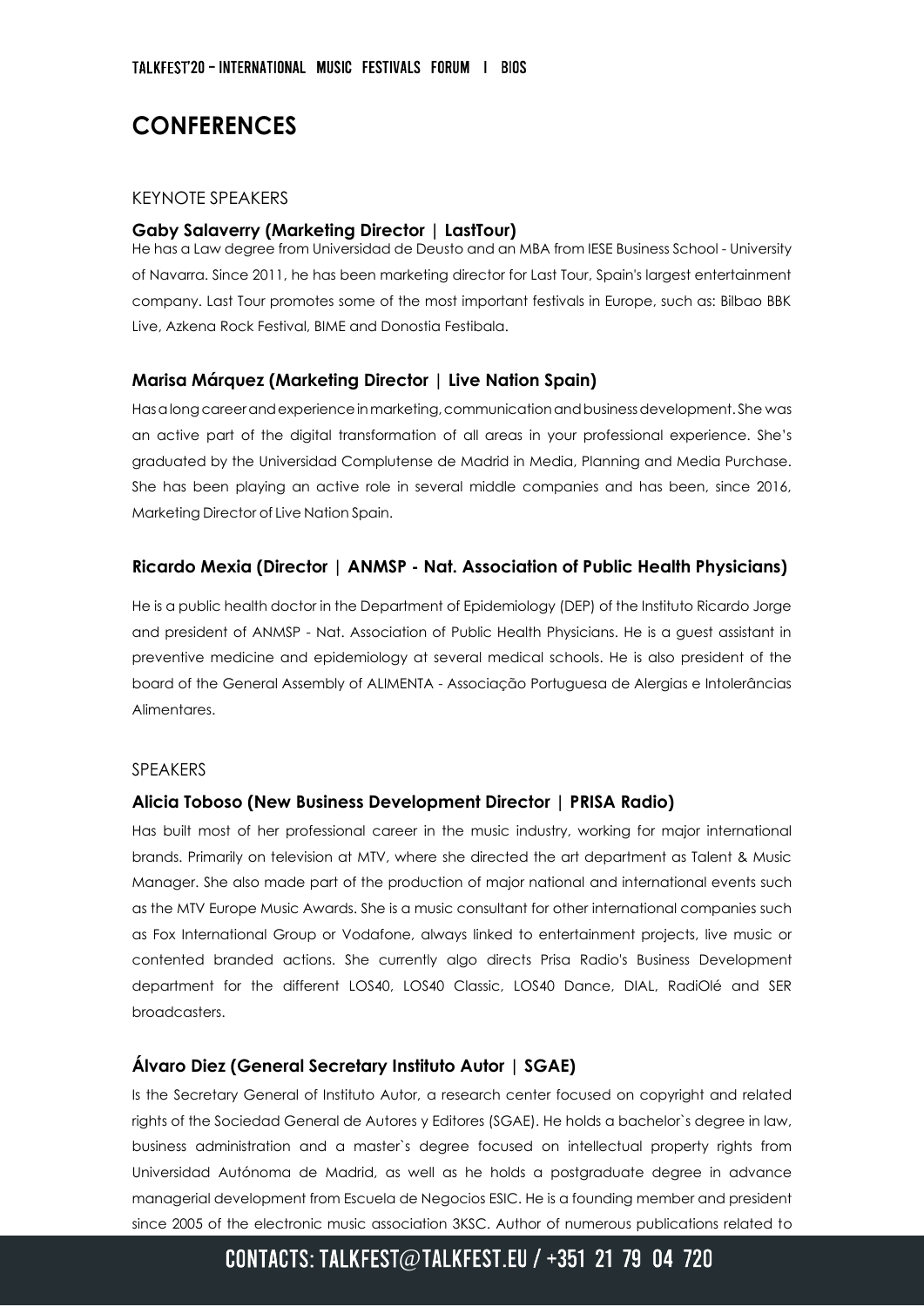# CONFERENCES

KEYNOTE SPEAKERS

### Gaby Salaverry (Marketing Director | LastTour)

He has a Law degree from Universidad de Deusto and an MBA from IESE Business School - University of Navarra. Since 2011, he has been marketing director for Last Tour, Spain's largest entertainment company. Last Tour promotes some of the most important festivals in Europe, such as: Bilbao BBK Live, Azkena Rock Festival, BIME and Donostia Festibala.

### Marisa Márquez (Marketing Director | Live Nation Spain)

Has a long career and experience in marketing, communication and business development. She was an active part of the digital transformation of all areas in your professional experience. She's graduated by the Universidad Complutense de Madrid in Media, Planning and Media Purchase. She has been playing an active role in several middle companies and has been, since 2016, Marketing Director of Live Nation Spain.

### Ricardo Mexia (Director | ANMSP - Nat. Association of Public Health Physicians)

He is a public health doctor in the Department of Epidemiology (DEP) of the Instituto Ricardo Jorge and president of ANMSP - Nat. Association of Public Health Physicians. He is a guest assistant in preventive medicine and epidemiology at several medical schools. He is also president of the board of the General Assembly of ALIMENTA - Associação Portuguesa de Alergias e Intolerâncias Alimentares.

SPEAKERS

### Alicia Toboso (New Business Development Director | PRISA Radio)

Has built most of her professional career in the music industry, working for major international brands. Primarily on television at MTV, where she directed the art department as Talent & Music Manager. She also made part of the production of major national and international events such as the MTV Europe Music Awards. She is a music consultant for other international companies such as Fox International Group or Vodafone, always linked to entertainment projects, live music or contented branded actions. She currently algo directs Prisa Radio's Business Development department for the different LOS40, LOS40 Classic, LOS40 Dance, DIAL, RadiOlé and SER broadcasters.

### Álvaro Diez (General Secretary Instituto Autor | SGAE)

Is the Secretary General of Instituto Autor, a research center focused on copyright and related rights of the Sociedad General de Autores y Editores (SGAE). He holds a bachelor`s degree in law, business administration and a master`s degree focused on intellectual property rights from Universidad Autónoma de Madrid, as well as he holds a postgraduate degree in advance managerial development from Escuela de Negocios ESIC. He is a founding member and president since 2005 of the electronic music association 3KSC. Author of numerous publications related to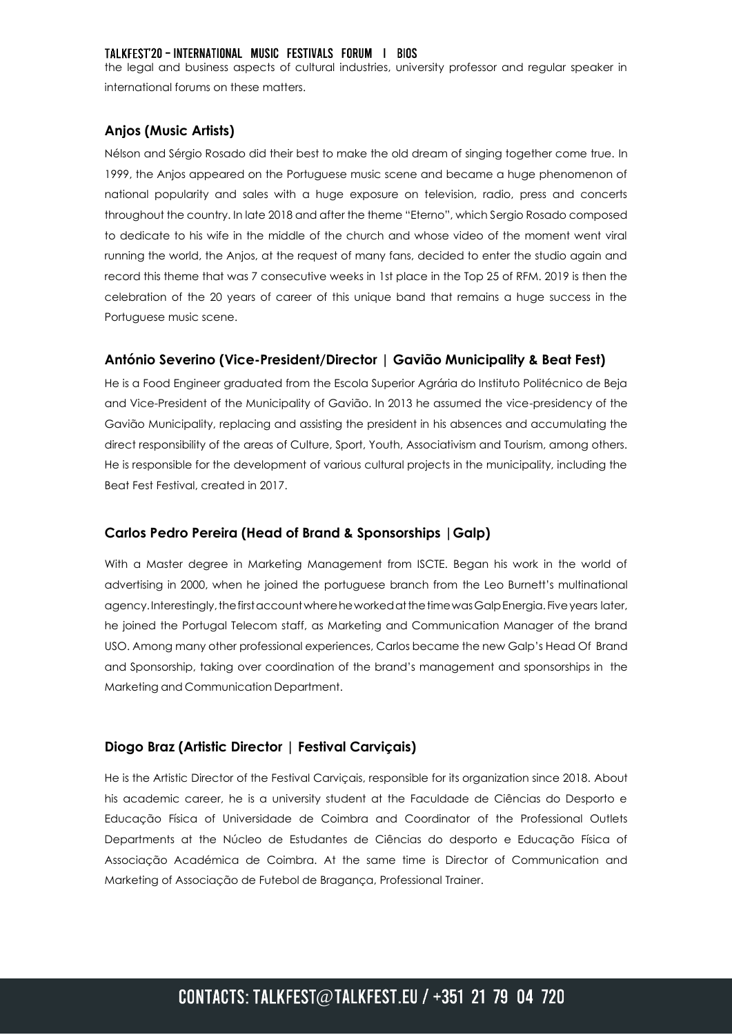the legal and business aspects of cultural industries, university professor and regular speaker in international forums on these matters.

### Anjos (Music Artists)

Nélson and Sérgio Rosado did their best to make the old dream of singing together come true. In 1999, the Anjos appeared on the Portuguese music scene and became a huge phenomenon of national popularity and sales with a huge exposure on television, radio, press and concerts throughout the country. In late 2018 and after the theme "Eterno", which Sergio Rosado composed to dedicate to his wife in the middle of the church and whose video of the moment went viral running the world, the Anjos, at the request of many fans, decided to enter the studio again and record this theme that was 7 consecutive weeks in 1st place in the Top 25 of RFM. 2019 is then the celebration of the 20 years of career of this unique band that remains a huge success in the Portuguese music scene.

### António Severino (Vice-President/Director | Gavião Municipality & Beat Fest)

He is a Food Engineer graduated from the Escola Superior Agrária do Instituto Politécnico de Beja and Vice-President of the Municipality of Gavião. In 2013 he assumed the vice-presidency of the Gavião Municipality, replacing and assisting the president in his absences and accumulating the direct responsibility of the areas of Culture, Sport, Youth, Associativism and Tourism, among others. He is responsible for the development of various cultural projects in the municipality, including the Beat Fest Festival, created in 2017.

### Carlos Pedro Pereira (Head of Brand & Sponsorships |Galp)

With a Master degree in Marketing Management from ISCTE. Began his work in the world of advertising in 2000, when he joined the portuguese branch from the Leo Burnett's multinational agency. Interestingly, the first account where he worked at the time was Galp Energia. Five years later, he joined the Portugal Telecom staff, as Marketing and Communication Manager of the brand USO. Among many other professional experiences, Carlos became the new Galp's Head Of Brand and Sponsorship, taking over coordination of the brand's management and sponsorships in the Marketing and Communication Department.

### Diogo Braz (Artistic Director | Festival Carviçais)

He is the Artistic Director of the Festival Carviçais, responsible for its organization since 2018. About his academic career, he is a university student at the Faculdade de Ciências do Desporto e Educação Física of Universidade de Coimbra and Coordinator of the Professional Outlets Departments at the Núcleo de Estudantes de Ciências do desporto e Educação Física of Associação Académica de Coimbra. At the same time is Director of Communication and Marketing of Associação de Futebol de Bragança, Professional Trainer.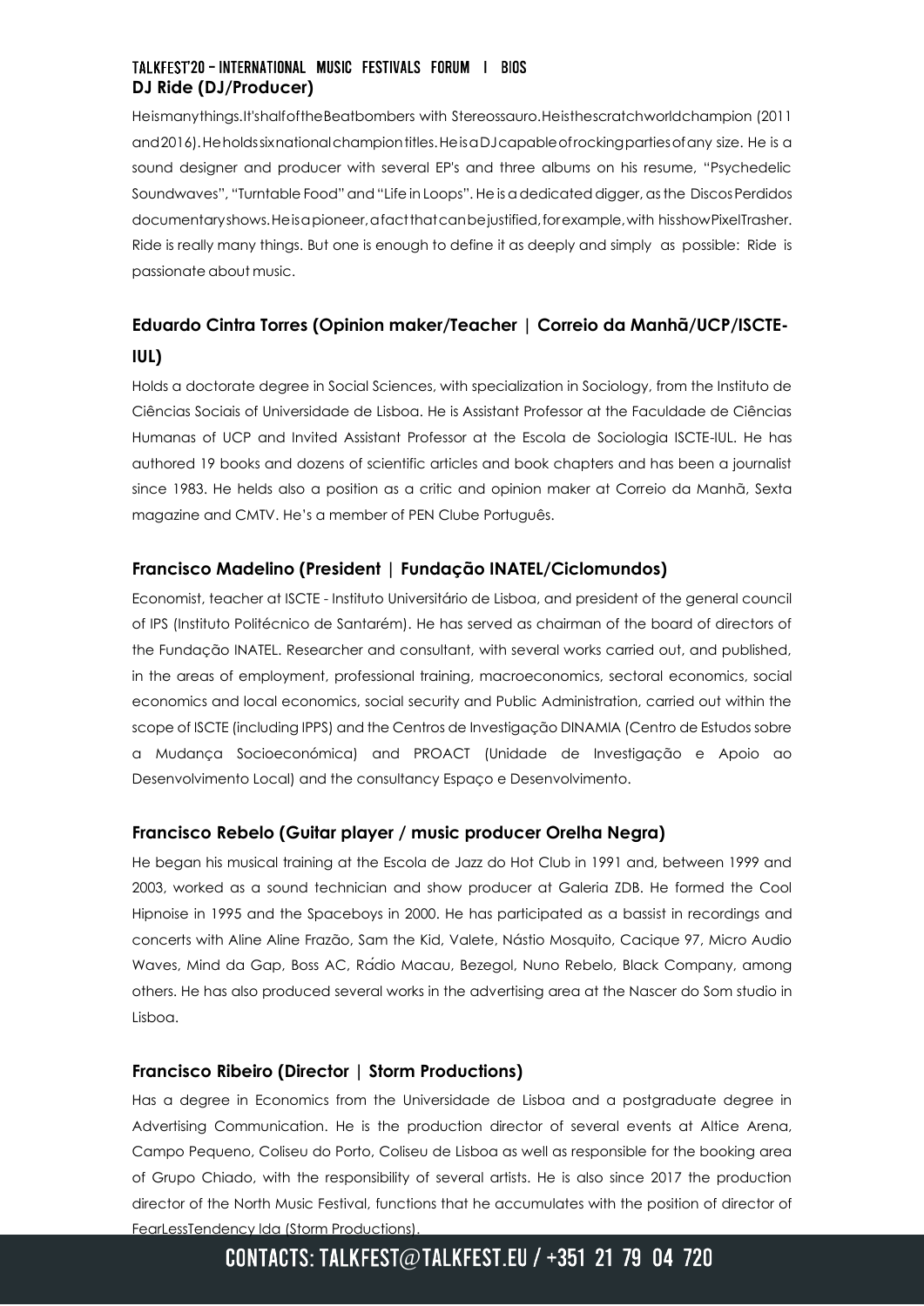## DJ Ride (DJ/Producer)

He is many things. It's half of the Beatbombers with Stereossauro. He is the scratch world champion (2011 and 2016). He holds six national champion titles. He is a DJ capable of rocking parties of any size. He is a sound designer and producer with several EP's and three albums on his resume, "Psychedelic Soundwaves", "Turntable Food" and "Life in Loops". He is a dedicated digger, as the Discos Perdidos documentary shows. He is a pioneer, a fact that can be justified, for example, with his show PixelTrasher. Ride is really many things. But one is enough to define it as deeply and simply as possible: Ride is passionate about music.

## Eduardo Cintra Torres (Opinion maker/Teacher | Correio da Manhã/UCP/ISCTE-IUL)

Holds a doctorate degree in Social Sciences, with specialization in Sociology, from the Instituto de Ciências Sociais of Universidade de Lisboa. He is Assistant Professor at the Faculdade de Ciências Humanas of UCP and Invited Assistant Professor at the Escola de Sociologia ISCTE-IUL. He has authored 19 books and dozens of scientific articles and book chapters and has been a journalist since 1983. He helds also a position as a critic and opinion maker at Correio da Manhã, Sexta magazine and CMTV. He's a member of PEN Clube Português.

## Francisco Madelino (President | Fundação INATEL/Ciclomundos)

Economist, teacher at ISCTE - Instituto Universitário de Lisboa, and president of the general council of IPS (Instituto Politécnico de Santarém). He has served as chairman of the board of directors of the Fundação INATEL. Researcher and consultant, with several works carried out, and published, in the areas of employment, professional training, macroeconomics, sectoral economics, social economics and local economics, social security and Public Administration, carried out within the scope of ISCTE (including IPPS) and the Centros de Investigação DINAMIA (Centro de Estudos sobre a Mudança Socioeconómica) and PROACT (Unidade de Investigação e Apoio ao Desenvolvimento Local) and the consultancy Espaço e Desenvolvimento.

## Francisco Rebelo (Guitar player / music producer Orelha Negra)

He began his musical training at the Escola de Jazz do Hot Club in 1991 and, between 1999 and 2003, worked as a sound technician and show producer at Galeria ZDB. He formed the Cool Hipnoise in 1995 and the Spaceboys in 2000. He has participated as a bassist in recordings and concerts with Aline Aline Frazão, Sam the Kid, Valete, Nástio Mosquito, Cacique 97, Micro Audio Waves, Mind da Gap, Boss AC, Rádio Macau, Bezegol, Nuno Rebelo, Black Company, among others. He has also produced several works in the advertising area at the Nascer do Som studio in Lisboa.

## Francisco Ribeiro (Director | Storm Productions)

Has a degree in Economics from the Universidade de Lisboa and a postgraduate degree in Advertising Communication. He is the production director of several events at Altice Arena, Campo Pequeno, Coliseu do Porto, Coliseu de Lisboa as well as responsible for the booking area of Grupo Chiado, with the responsibility of several artists. He is also since 2017 the production director of the North Music Festival, functions that he accumulates with the position of director of FearLessTendency lda (Storm Productions).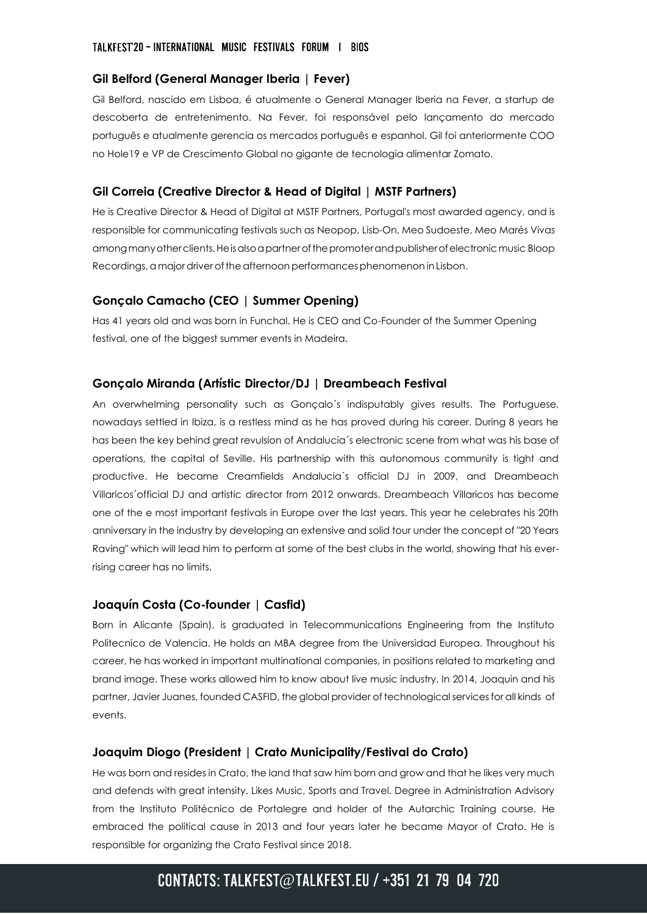### Gil Belford (General Manager Iberia | Fever)

Gil Belford, nascido em Lisboa, é atualmente o General Manager Iberia na Fever, a startup de descoberta de entretenimento. Na Fever, foi responsável pelo lançamento do mercado português e atualmente gerencia os mercados português e espanhol. Gil foi anteriormente COO no Hole19 e VP de Crescimento Global no gigante de tecnologia alimentar Zomato.

### Gil Correia (Creative Director & Head of Digital | MSTF Partners)

He is Creative Director & Head of Digital at MSTF Partners, Portugal's most awarded agency, and is responsible for communicating festivals such as Neopop, Lisb-On, Meo Sudoeste, Meo Marés Vivas among many other clients. He is also a partner of the promoter and publisher of electronic music Bloop Recordings, a major driver of the afternoon performances phenomenon in Lisbon.

### Gonçalo Camacho (CEO | Summer Opening)

Has 41 years old and was born in Funchal. He is CEO and Co-Founder of the Summer Opening festival, one of the biggest summer events in Madeira.

### Gonçalo Miranda (Artístic Director/DJ | Dreambeach Festival

An overwhelming personality such as Gonçalo´s indisputably gives results. The Portuguese, nowadays settled in Ibiza, is a restless mind as he has proved during his career. During 8 years he has been the key behind great revulsion of Andalucia´s electronic scene from what was his base of operations, the capital of Seville. His partnership with this autonomous community is tight and productive. He became Creamfields Andalucia´s official DJ in 2009, and Dreambeach Villaricos´official DJ and artistic director from 2012 onwards. Dreambeach Villaricos has become one of the e most important festivals in Europe over the last years. This year he celebrates his 20th anniversary in the industry by developing an extensive and solid tour under the concept of "20 Years Raving" which will lead him to perform at some of the best clubs in the world, showing that his ever-rising career has no limits.

### Joaquín Costa (Co-founder | Casfid)

Born in Alicante (Spain), is graduated in Telecommunications Engineering from the Instituto Politecnico de Valencia. He holds an MBA degree from the Universidad Europea. Throughout his career, he has worked in important multinational companies, in positions related to marketing and brand image. These works allowed him to know about live music industry. In 2014, Joaquin and his partner, Javier Juanes, founded CASFID, the global provider of technological services for all kinds of events.

### Joaquim Diogo (President | Crato Municipality/Festival do Crato)

He was born and resides in Crato, the land that saw him born and grow and that he likes very much and defends with great intensity. Likes Music, Sports and Travel. Degree in Administration Advisory from the Instituto Politécnico de Portalegre and holder of the Autarchic Training course. He embraced the political cause in 2013 and four years later he became Mayor of Crato. He is responsible for organizing the Crato Festival since 2018.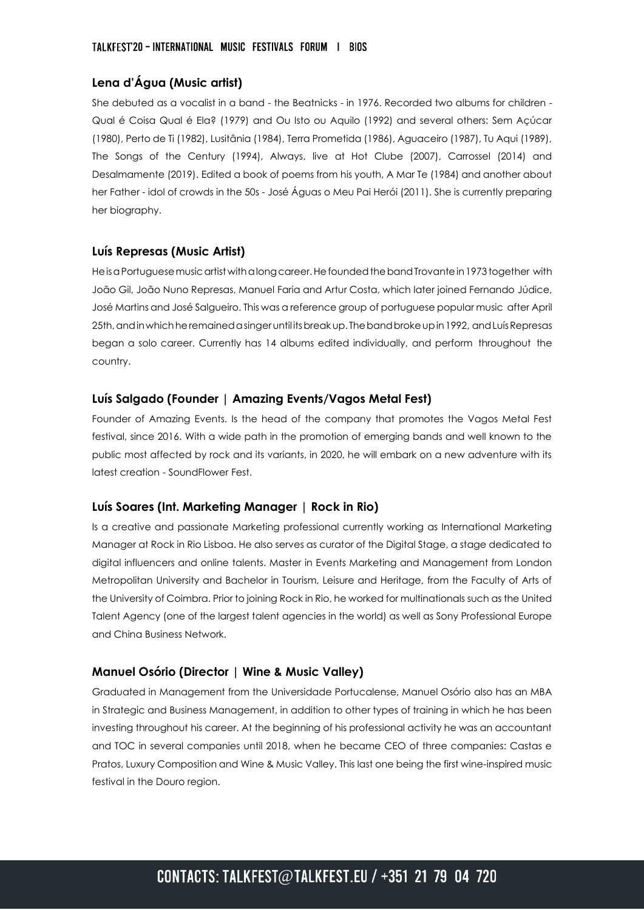### Lena d'Água (Music artist)

She debuted as a vocalist in a band - the Beatnicks - in 1976. Recorded two albums for children - Qual é Coisa Qual é Ela? (1979) and Ou Isto ou Aquilo (1992) and several others: Sem Açúcar (1980), Perto de Ti (1982), Lusitânia (1984), Terra Prometida (1986), Aguaceiro (1987), Tu Aqui (1989), The Songs of the Century (1994), Always, live at Hot Clube (2007), Carrossel (2014) and Desalmamente (2019). Edited a book of poems from his youth, A Mar Te (1984) and another about her Father - idol of crowds in the 50s - José Águas o Meu Pai Herói (2011). She is currently preparing her biography.

### Luís Represas (Music Artist)

He is a Portuguese music artist with a long career. He founded the band Trovante in 1973 together with João Gil, João Nuno Represas, Manuel Faria and Artur Costa, which later joined Fernando Júdice, José Martins and José Salgueiro. This was a reference group of portuguese popular music after April 25th, and in which he remained a singer until its break up. The band broke up in 1992, and Luís Represas began a solo career. Currently has 14 albums edited individually, and perform throughout the country.

### Luís Salgado (Founder | Amazing Events/Vagos Metal Fest)

Founder of Amazing Events. Is the head of the company that promotes the Vagos Metal Fest festival, since 2016. With a wide path in the promotion of emerging bands and well known to the public most affected by rock and its variants, in 2020, he will embark on a new adventure with its latest creation - SoundFlower Fest.

### Luís Soares (Int. Marketing Manager | Rock in Rio)

Is a creative and passionate Marketing professional currently working as International Marketing Manager at Rock in Rio Lisboa. He also serves as curator of the Digital Stage, a stage dedicated to digital influencers and online talents. Master in Events Marketing and Management from London Metropolitan University and Bachelor in Tourism, Leisure and Heritage, from the Faculty of Arts of the University of Coimbra. Prior to joining Rock in Rio, he worked for multinationals such as the United Talent Agency (one of the largest talent agencies in the world) as well as Sony Professional Europe and China Business Network.

### Manuel Osório (Director | Wine & Music Valley)

Graduated in Management from the Universidade Portucalense, Manuel Osório also has an MBA in Strategic and Business Management, in addition to other types of training in which he has been investing throughout his career. At the beginning of his professional activity he was an accountant and TOC in several companies until 2018, when he became CEO of three companies: Castas e Pratos, Luxury Composition and Wine & Music Valley. This last one being the first wine-inspired music festival in the Douro region.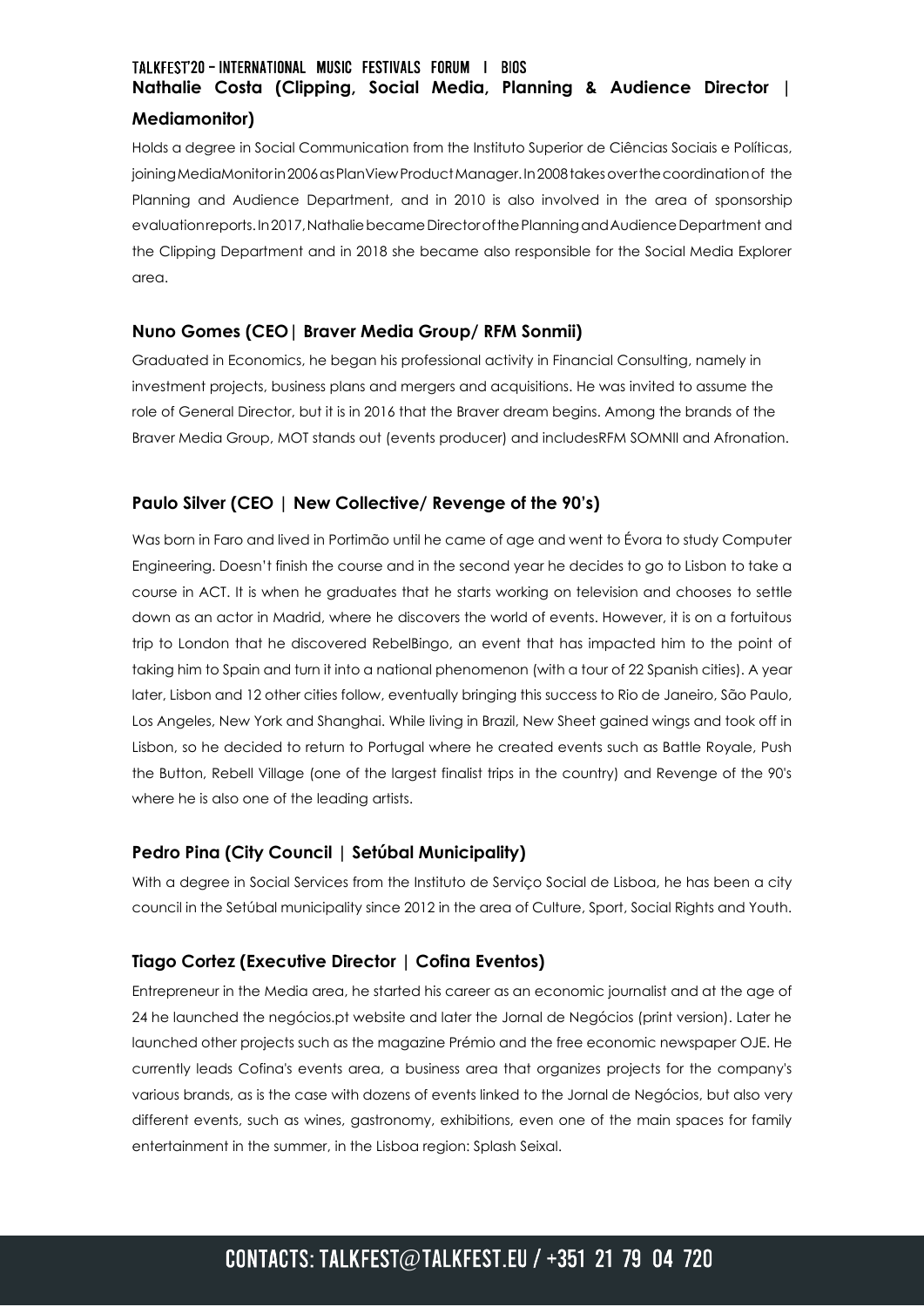**Nathalie Costa (Clipping, Social Media, Planning & Audience Director | Mediamonitor)**

Holds a degree in Social Communication from the Instituto Superior de Ciências Sociais e Políticas, joining MediaMonitor in 2006 as PlanView Product Manager. In 2008 takes over the coordination of the Planning and Audience Department, and in 2010 is also involved in the area of sponsorship evaluation reports. In 2017, Nathalie became Director of the Planning and Audience Department and the Clipping Department and in 2018 she became also responsible for the Social Media Explorer area.

**Nuno Gomes (CEO| Braver Media Group/ RFM Sonmii)**

Graduated in Economics, he began his professional activity in Financial Consulting, namely in investment projects, business plans and mergers and acquisitions. He was invited to assume the role of General Director, but it is in 2016 that the Braver dream begins. Among the brands of the Braver Media Group, MOT stands out (events producer) and includesRFM SOMNII and Afronation.

**Paulo Silver (CEO | New Collective/ Revenge of the 90's)**

Was born in Faro and lived in Portimão until he came of age and went to Évora to study Computer Engineering. Doesn't finish the course and in the second year he decides to go to Lisbon to take a course in ACT. It is when he graduates that he starts working on television and chooses to settle down as an actor in Madrid, where he discovers the world of events. However, it is on a fortuitous trip to London that he discovered RebelBingo, an event that has impacted him to the point of taking him to Spain and turn it into a national phenomenon (with a tour of 22 Spanish cities). A year later, Lisbon and 12 other cities follow, eventually bringing this success to Rio de Janeiro, São Paulo, Los Angeles, New York and Shanghai. While living in Brazil, New Sheet gained wings and took off in Lisbon, so he decided to return to Portugal where he created events such as Battle Royale, Push the Button, Rebell Village (one of the largest finalist trips in the country) and Revenge of the 90's where he is also one of the leading artists.

**Pedro Pina (City Council | Setúbal Municipality)**

With a degree in Social Services from the Instituto de Serviço Social de Lisboa, he has been a city council in the Setúbal municipality since 2012 in the area of Culture, Sport, Social Rights and Youth.

**Tiago Cortez (Executive Director | Cofina Eventos)**

Entrepreneur in the Media area, he started his career as an economic journalist and at the age of 24 he launched the negócios.pt website and later the Jornal de Negócios (print version). Later he launched other projects such as the magazine Prémio and the free economic newspaper OJE. He currently leads Cofina's events area, a business area that organizes projects for the company's various brands, as is the case with dozens of events linked to the Jornal de Negócios, but also very different events, such as wines, gastronomy, exhibitions, even one of the main spaces for family entertainment in the summer, in the Lisboa region: Splash Seixal.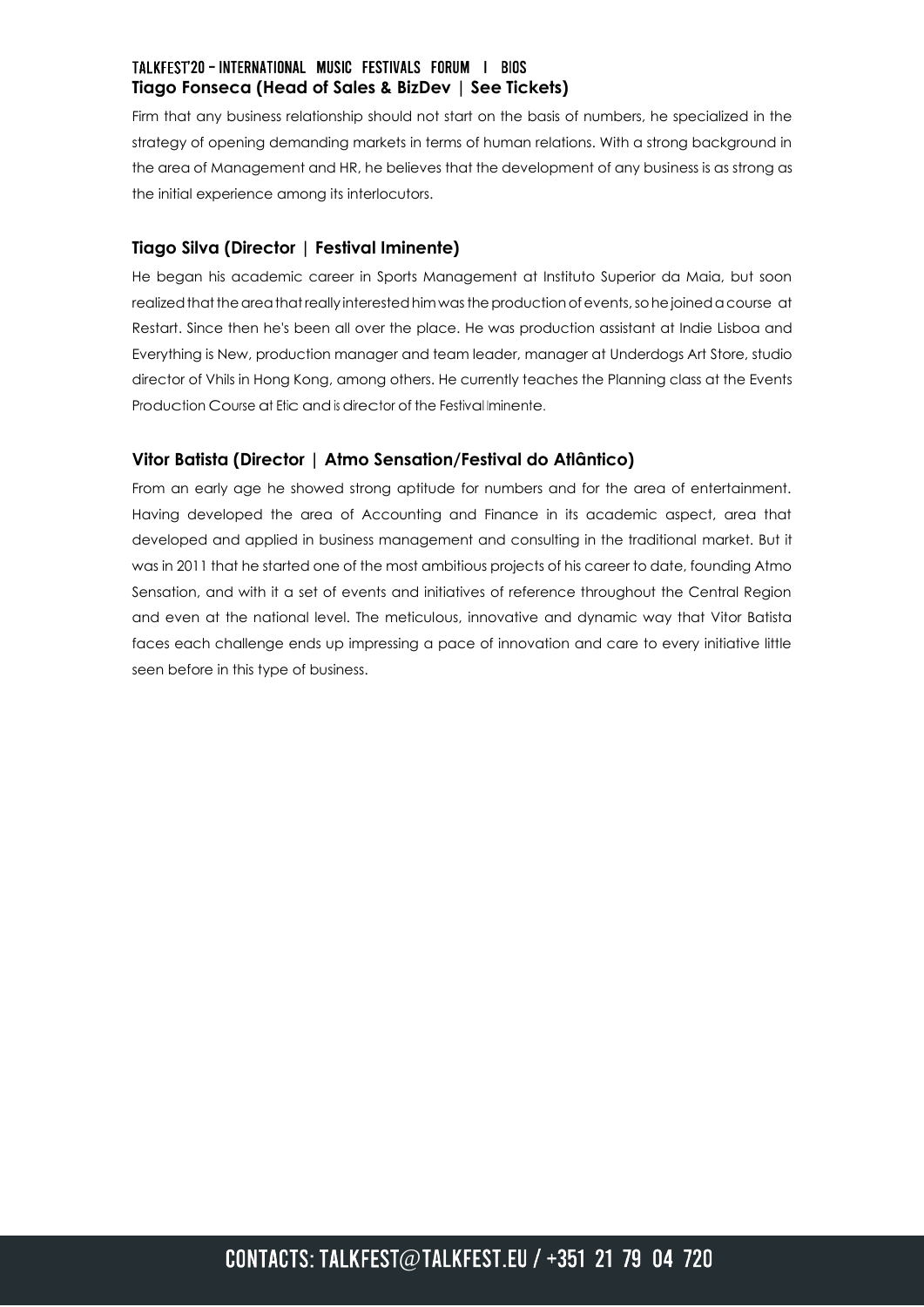### Tiago Fonseca (Head of Sales & BizDev | See Tickets)

Firm that any business relationship should not start on the basis of numbers, he specialized in the strategy of opening demanding markets in terms of human relations. With a strong background in the area of Management and HR, he believes that the development of any business is as strong as the initial experience among its interlocutors.

### Tiago Silva (Director | Festival Iminente)

He began his academic career in Sports Management at Instituto Superior da Maia, but soon realized that the area that really interested him was the production of events, so he joined a course at Restart. Since then he's been all over the place. He was production assistant at Indie Lisboa and Everything is New, production manager and team leader, manager at Underdogs Art Store, studio director of Vhils in Hong Kong, among others. He currently teaches the Planning class at the Events Production Course at Etic and is director of the Festival Iminente.

### Vitor Batista (Director | Atmo Sensation/Festival do Atlântico)

From an early age he showed strong aptitude for numbers and for the area of entertainment. Having developed the area of Accounting and Finance in its academic aspect, area that developed and applied in business management and consulting in the traditional market. But it was in 2011 that he started one of the most ambitious projects of his career to date, founding Atmo Sensation, and with it a set of events and initiatives of reference throughout the Central Region and even at the national level. The meticulous, innovative and dynamic way that Vitor Batista faces each challenge ends up impressing a pace of innovation and care to every initiative little seen before in this type of business.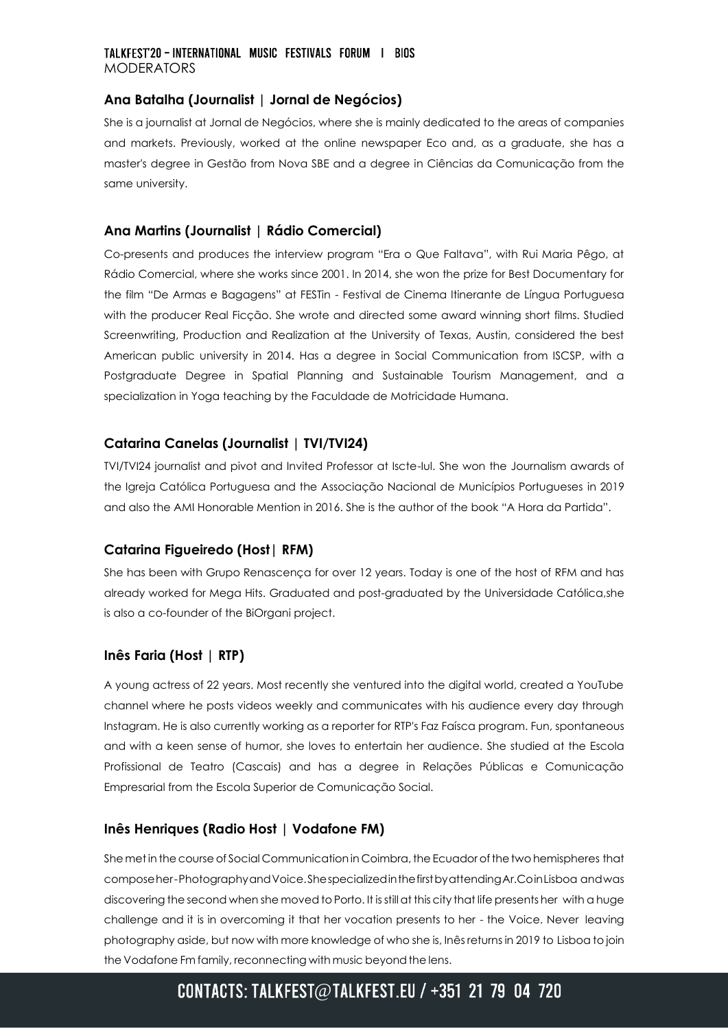# TALKFEST'20 – INTERNATIONAL MUSIC FESTIVALS FORUM | BIOS

MODERATORS

### Ana Batalha (Journalist | Jornal de Negócios)

She is a journalist at Jornal de Negócios, where she is mainly dedicated to the areas of companies and markets. Previously, worked at the online newspaper Eco and, as a graduate, she has a master's degree in Gestão from Nova SBE and a degree in Ciências da Comunicação from the same university.

### Ana Martins (Journalist | Rádio Comercial)

Co-presents and produces the interview program "Era o Que Faltava", with Rui Maria Pêgo, at Rádio Comercial, where she works since 2001. In 2014, she won the prize for Best Documentary for the film "De Armas e Bagagens" at FESTin - Festival de Cinema Itinerante de Língua Portuguesa with the producer Real Ficção. She wrote and directed some award winning short films. Studied Screenwriting, Production and Realization at the University of Texas, Austin, considered the best American public university in 2014. Has a degree in Social Communication from ISCSP, with a Postgraduate Degree in Spatial Planning and Sustainable Tourism Management, and a specialization in Yoga teaching by the Faculdade de Motricidade Humana.

### Catarina Canelas (Journalist | TVI/TVI24)

TVI/TVI24 journalist and pivot and Invited Professor at Iscte-Iul. She won the Journalism awards of the Igreja Católica Portuguesa and the Associação Nacional de Municípios Portugueses in 2019 and also the AMI Honorable Mention in 2016. She is the author of the book "A Hora da Partida".

### Catarina Figueiredo (Host| RFM)

She has been with Grupo Renascença for over 12 years. Today is one of the host of RFM and has already worked for Mega Hits. Graduated and post-graduated by the Universidade Católica,she is also a co-founder of the BiOrgani project.

### Inês Faria (Host | RTP)

A young actress of 22 years. Most recently she ventured into the digital world, created a YouTube channel where he posts videos weekly and communicates with his audience every day through Instagram. He is also currently working as a reporter for RTP's Faz Faísca program. Fun, spontaneous and with a keen sense of humor, she loves to entertain her audience. She studied at the Escola Profissional de Teatro (Cascais) and has a degree in Relações Públicas e Comunicação Empresarial from the Escola Superior de Comunicação Social.

### Inês Henriques (Radio Host | Vodafone FM)

She met in the course of Social Communication in Coimbra, the Ecuador of the two hemispheres that compose her - Photography and Voice. She specialized in the first by attending Ar.Co in Lisboa and was discovering the second when she moved to Porto. It is still at this city that life presents her with a huge challenge and it is in overcoming it that her vocation presents to her - the Voice. Never leaving photography aside, but now with more knowledge of who she is, Inês returns in 2019 to Lisboa to join the Vodafone Fm family, reconnecting with music beyond the lens.

CONTACTS: TALKFEST@TALKFEST.EU / +351 21 79 04 720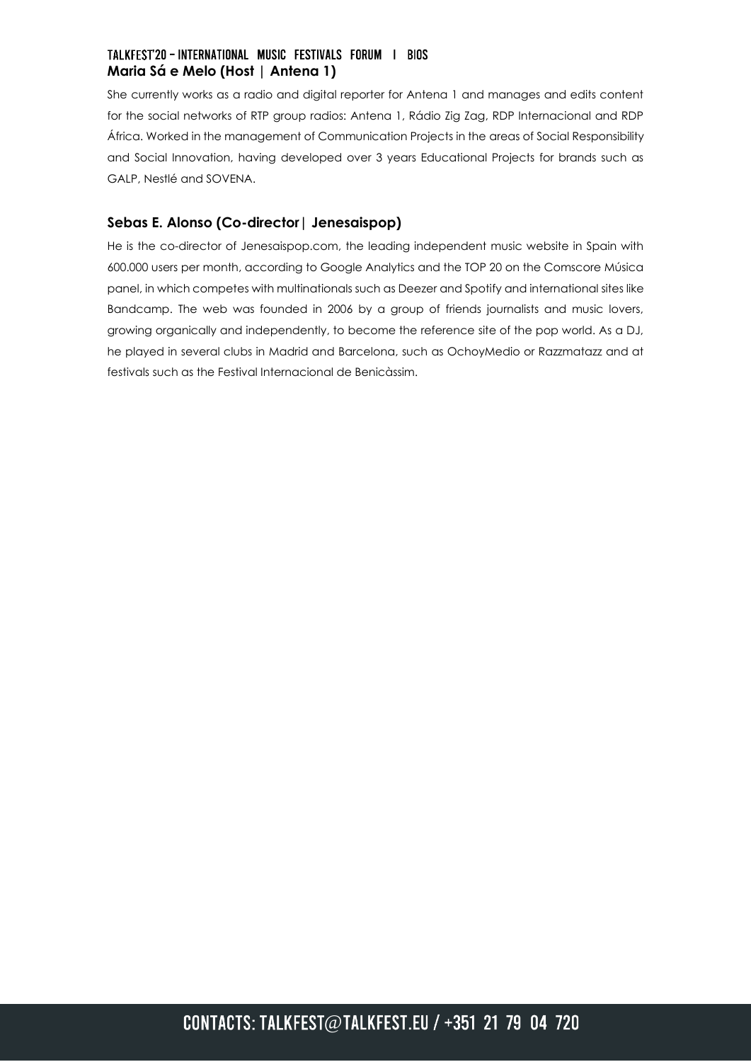**Maria Sá e Melo (Host | Antena 1)**

She currently works as a radio and digital reporter for Antena 1 and manages and edits content for the social networks of RTP group radios: Antena 1, Rádio Zig Zag, RDP Internacional and RDP África. Worked in the management of Communication Projects in the areas of Social Responsibility and Social Innovation, having developed over 3 years Educational Projects for brands such as GALP, Nestlé and SOVENA.

**Sebas E. Alonso (Co-director| Jenesaispop)**

He is the co-director of Jenesaispop.com, the leading independent music website in Spain with 600.000 users per month, according to Google Analytics and the TOP 20 on the Comscore Música panel, in which competes with multinationals such as Deezer and Spotify and international sites like Bandcamp. The web was founded in 2006 by a group of friends journalists and music lovers, growing organically and independently, to become the reference site of the pop world. As a DJ, he played in several clubs in Madrid and Barcelona, such as OchoyMedio or Razzmatazz and at festivals such as the Festival Internacional de Benicàssim.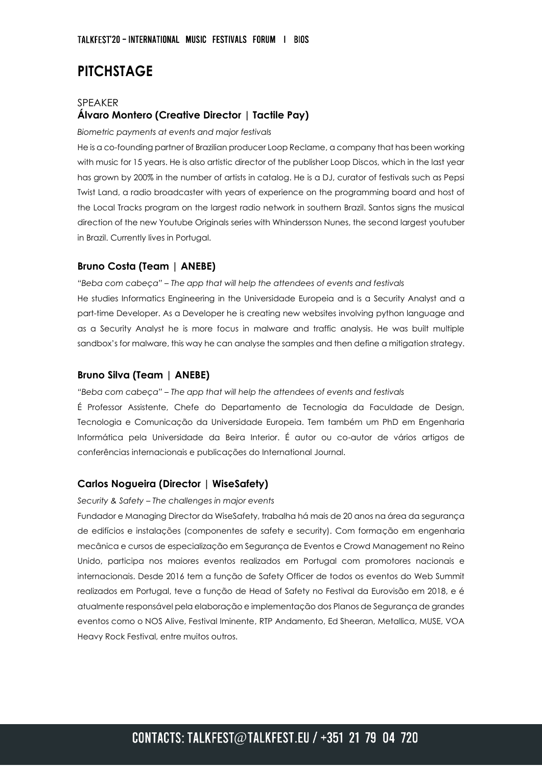# PITCHSTAGE

SPEAKER

### Álvaro Montero (Creative Director | Tactile Pay)

*Biometric payments at events and major festivals*

He is a co-founding partner of Brazilian producer Loop Reclame, a company that has been working with music for 15 years. He is also artistic director of the publisher Loop Discos, which in the last year has grown by 200% in the number of artists in catalog. He is a DJ, curator of festivals such as Pepsi Twist Land, a radio broadcaster with years of experience on the programming board and host of the Local Tracks program on the largest radio network in southern Brazil. Santos signs the musical direction of the new Youtube Originals series with Whindersson Nunes, the second largest youtuber in Brazil. Currently lives in Portugal.

### Bruno Costa (Team | ANEBE)

*"Beba com cabeça" – The app that will help the attendees of events and festivals*

He studies Informatics Engineering in the Universidade Europeia and is a Security Analyst and a part-time Developer. As a Developer he is creating new websites involving python language and as a Security Analyst he is more focus in malware and traffic analysis. He was built multiple sandbox's for malware, this way he can analyse the samples and then define a mitigation strategy.

### Bruno Silva (Team | ANEBE)

*"Beba com cabeça" – The app that will help the attendees of events and festivals*

É Professor Assistente, Chefe do Departamento de Tecnologia da Faculdade de Design, Tecnologia e Comunicação da Universidade Europeia. Tem também um PhD em Engenharia Informática pela Universidade da Beira Interior. É autor ou co-autor de vários artigos de conferências internacionais e publicações do International Journal.

### Carlos Nogueira (Director | WiseSafety)

*Security & Safety – The challenges in major events*

Fundador e Managing Director da WiseSafety, trabalha há mais de 20 anos na área da segurança de edifícios e instalações (componentes de safety e security). Com formação em engenharia mecânica e cursos de especialização em Segurança de Eventos e Crowd Management no Reino Unido, participa nos maiores eventos realizados em Portugal com promotores nacionais e internacionais. Desde 2016 tem a função de Safety Officer de todos os eventos do Web Summit realizados em Portugal, teve a função de Head of Safety no Festival da Eurovisão em 2018, e é atualmente responsável pela elaboração e implementação dos Planos de Segurança de grandes eventos como o NOS Alive, Festival Iminente, RTP Andamento, Ed Sheeran, Metallica, MUSE, VOA Heavy Rock Festival, entre muitos outros.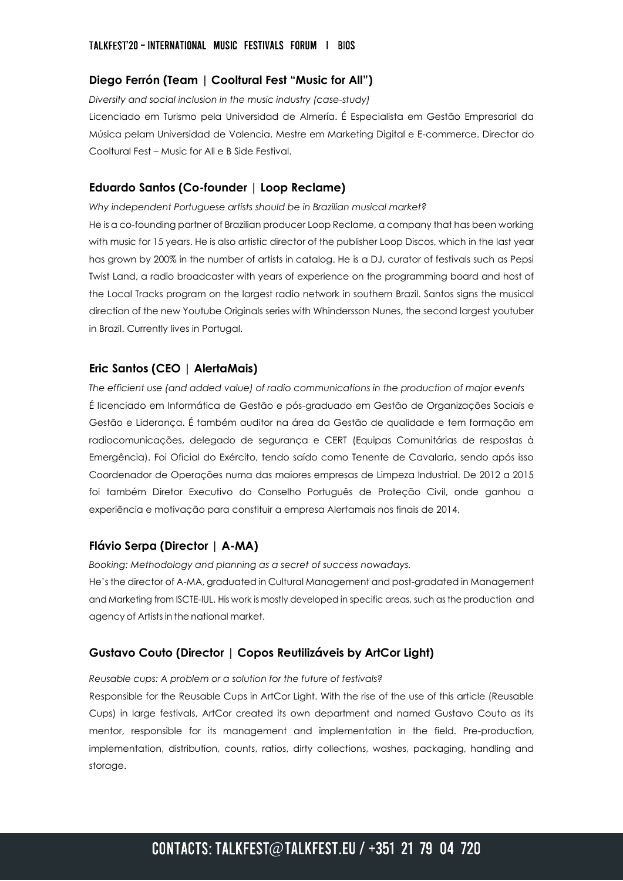### Diego Ferrón (Team | Cooltural Fest "Music for All")

*Diversity and social inclusion in the music industry (case-study)*

Licenciado em Turismo pela Universidad de Almería. É Especialista em Gestão Empresarial da Música pelam Universidad de Valencia. Mestre em Marketing Digital e E-commerce. Director do Cooltural Fest – Music for All e B Side Festival.

### Eduardo Santos (Co-founder | Loop Reclame)

*Why independent Portuguese artists should be in Brazilian musical market?*

He is a co-founding partner of Brazilian producer Loop Reclame, a company that has been working with music for 15 years. He is also artistic director of the publisher Loop Discos, which in the last year has grown by 200% in the number of artists in catalog. He is a DJ, curator of festivals such as Pepsi Twist Land, a radio broadcaster with years of experience on the programming board and host of the Local Tracks program on the largest radio network in southern Brazil. Santos signs the musical direction of the new Youtube Originals series with Whindersson Nunes, the second largest youtuber in Brazil. Currently lives in Portugal.

### Eric Santos (CEO | AlertaMais)

*The efficient use (and added value) of radio communications in the production of major events*

É licenciado em Informática de Gestão e pós-graduado em Gestão de Organizações Sociais e Gestão e Liderança. É também auditor na área da Gestão de qualidade e tem formação em radiocomunicações, delegado de segurança e CERT (Equipas Comunitárias de respostas à Emergência). Foi Oficial do Exército, tendo saído como Tenente de Cavalaria, sendo após isso Coordenador de Operações numa das maiores empresas de Limpeza Industrial. De 2012 a 2015 foi também Diretor Executivo do Conselho Português de Proteção Civil, onde ganhou a experiência e motivação para constituir a empresa Alertamais nos finais de 2014.

### Flávio Serpa (Director | A-MA)

*Booking: Methodology and planning as a secret of success nowadays.*

He's the director of A-MA, graduated in Cultural Management and post-gradated in Management and Marketing from ISCTE-IUL. His work is mostly developed in specific areas, such as the production and agency of Artists in the national market.

### Gustavo Couto (Director | Copos Reutilizáveis by ArtCor Light)

*Reusable cups: A problem or a solution for the future of festivals?*

Responsible for the Reusable Cups in ArtCor Light. With the rise of the use of this article (Reusable Cups) in large festivals, ArtCor created its own department and named Gustavo Couto as its mentor, responsible for its management and implementation in the field. Pre-production, implementation, distribution, counts, ratios, dirty collections, washes, packaging, handling and storage.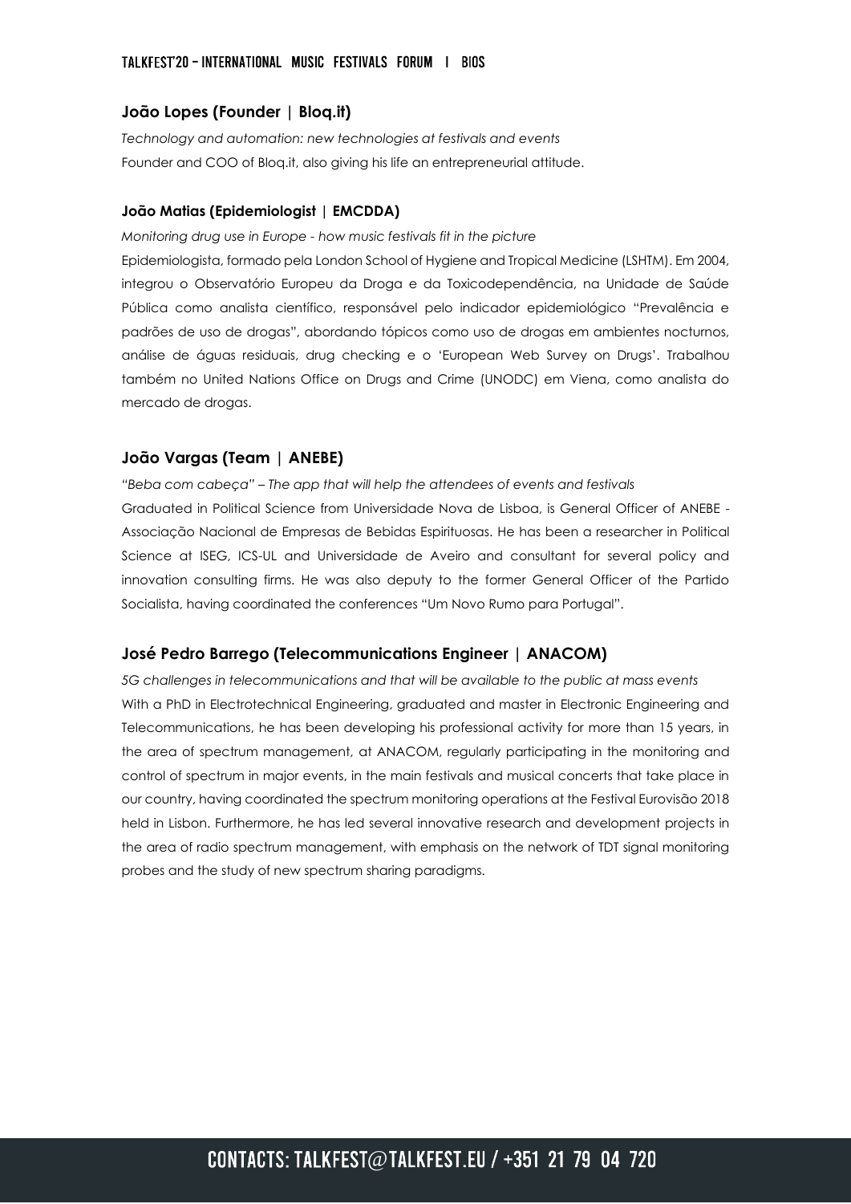### João Lopes (Founder | Bloq.it)

*Technology and automation: new technologies at festivals and events*

Founder and COO of Bloq.it, also giving his life an entrepreneurial attitude.

### João Matias (Epidemiologist | EMCDDA)

*Monitoring drug use in Europe - how music festivals fit in the picture*

Epidemiologista, formado pela London School of Hygiene and Tropical Medicine (LSHTM). Em 2004, integrou o Observatório Europeu da Droga e da Toxicodependência, na Unidade de Saúde Pública como analista científico, responsável pelo indicador epidemiológico "Prevalência e padrões de uso de drogas", abordando tópicos como uso de drogas em ambientes nocturnos, análise de águas residuais, drug checking e o 'European Web Survey on Drugs'. Trabalhou também no United Nations Office on Drugs and Crime (UNODC) em Viena, como analista do mercado de drogas.

### João Vargas (Team | ANEBE)

*"Beba com cabeça" – The app that will help the attendees of events and festivals*

Graduated in Political Science from Universidade Nova de Lisboa, is General Officer of ANEBE - Associação Nacional de Empresas de Bebidas Espirituosas. He has been a researcher in Political Science at ISEG, ICS-UL and Universidade de Aveiro and consultant for several policy and innovation consulting firms. He was also deputy to the former General Officer of the Partido Socialista, having coordinated the conferences "Um Novo Rumo para Portugal".

### José Pedro Barrego (Telecommunications Engineer | ANACOM)

*5G challenges in telecommunications and that will be available to the public at mass events*

With a PhD in Electrotechnical Engineering, graduated and master in Electronic Engineering and Telecommunications, he has been developing his professional activity for more than 15 years, in the area of spectrum management, at ANACOM, regularly participating in the monitoring and control of spectrum in major events, in the main festivals and musical concerts that take place in our country, having coordinated the spectrum monitoring operations at the Festival Eurovisão 2018 held in Lisbon. Furthermore, he has led several innovative research and development projects in the area of radio spectrum management, with emphasis on the network of TDT signal monitoring probes and the study of new spectrum sharing paradigms.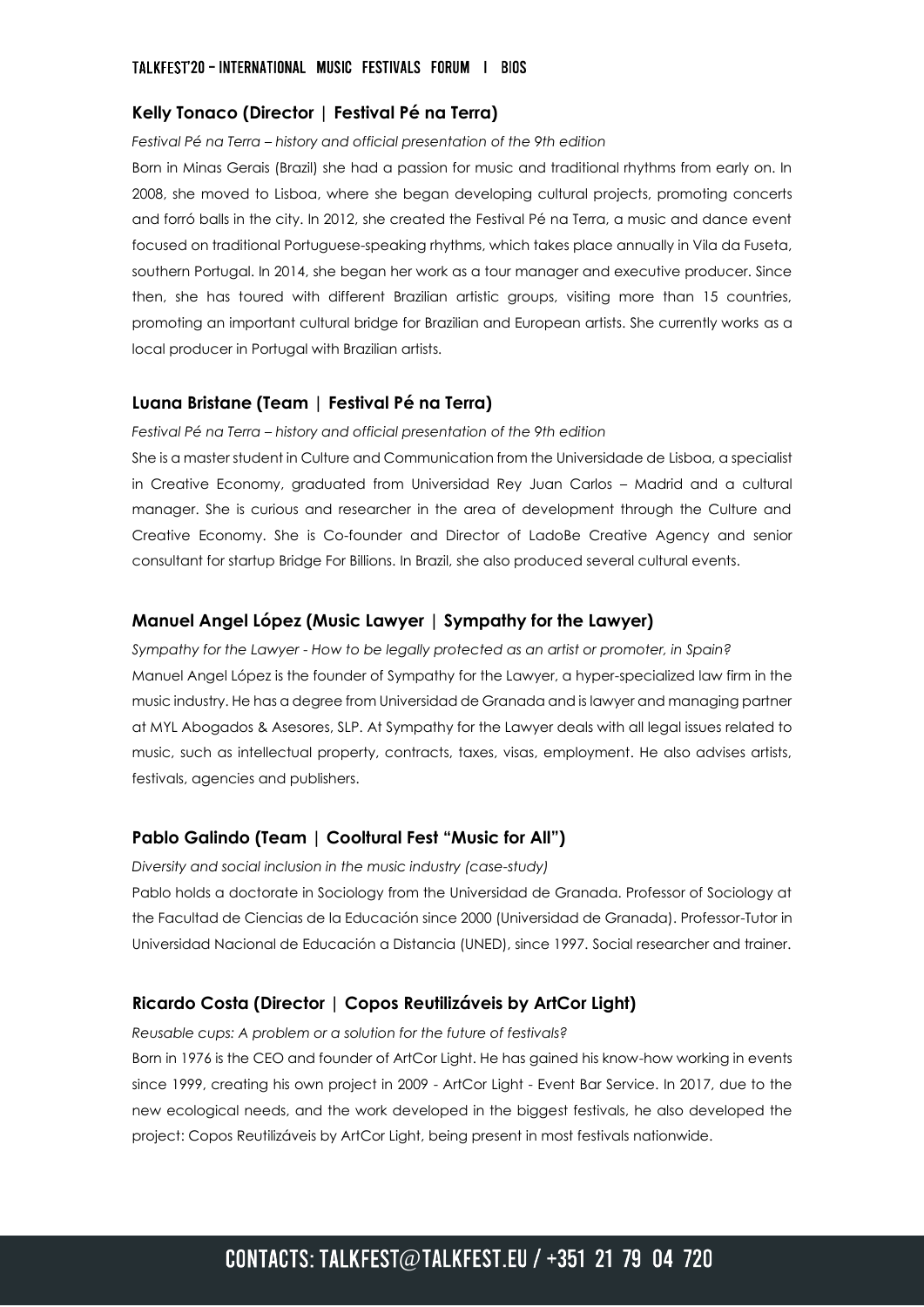### Kelly Tonaco (Director | Festival Pé na Terra)

*Festival Pé na Terra – history and official presentation of the 9th edition*

Born in Minas Gerais (Brazil) she had a passion for music and traditional rhythms from early on. In 2008, she moved to Lisboa, where she began developing cultural projects, promoting concerts and forró balls in the city. In 2012, she created the Festival Pé na Terra, a music and dance event focused on traditional Portuguese-speaking rhythms, which takes place annually in Vila da Fuseta, southern Portugal. In 2014, she began her work as a tour manager and executive producer. Since then, she has toured with different Brazilian artistic groups, visiting more than 15 countries, promoting an important cultural bridge for Brazilian and European artists. She currently works as a local producer in Portugal with Brazilian artists.

### Luana Bristane (Team | Festival Pé na Terra)

*Festival Pé na Terra – history and official presentation of the 9th edition*

She is a master student in Culture and Communication from the Universidade de Lisboa, a specialist in Creative Economy, graduated from Universidad Rey Juan Carlos – Madrid and a cultural manager. She is curious and researcher in the area of development through the Culture and Creative Economy. She is Co-founder and Director of LadoBe Creative Agency and senior consultant for startup Bridge For Billions. In Brazil, she also produced several cultural events.

### Manuel Angel López (Music Lawyer | Sympathy for the Lawyer)

*Sympathy for the Lawyer - How to be legally protected as an artist or promoter, in Spain?*

Manuel Angel López is the founder of Sympathy for the Lawyer, a hyper-specialized law firm in the music industry. He has a degree from Universidad de Granada and is lawyer and managing partner at MYL Abogados & Asesores, SLP. At Sympathy for the Lawyer deals with all legal issues related to music, such as intellectual property, contracts, taxes, visas, employment. He also advises artists, festivals, agencies and publishers.

### Pablo Galindo (Team | Cooltural Fest "Music for All")

*Diversity and social inclusion in the music industry (case-study)*

Pablo holds a doctorate in Sociology from the Universidad de Granada. Professor of Sociology at the Facultad de Ciencias de la Educación since 2000 (Universidad de Granada). Professor-Tutor in Universidad Nacional de Educación a Distancia (UNED), since 1997. Social researcher and trainer.

### Ricardo Costa (Director | Copos Reutilizáveis by ArtCor Light)

*Reusable cups: A problem or a solution for the future of festivals?*

Born in 1976 is the CEO and founder of ArtCor Light. He has gained his know-how working in events since 1999, creating his own project in 2009 - ArtCor Light - Event Bar Service. In 2017, due to the new ecological needs, and the work developed in the biggest festivals, he also developed the project: Copos Reutilizáveis by ArtCor Light, being present in most festivals nationwide.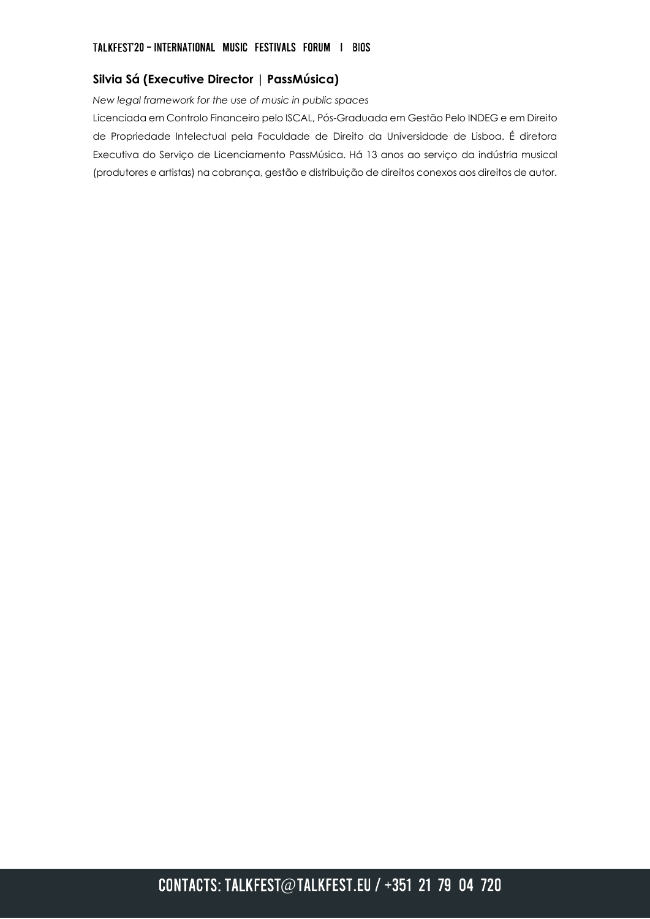### Silvia Sá (Executive Director | PassMúsica)

*New legal framework for the use of music in public spaces*

Licenciada em Controlo Financeiro pelo ISCAL, Pós-Graduada em Gestão Pelo INDEG e em Direito de Propriedade Intelectual pela Faculdade de Direito da Universidade de Lisboa. É diretora Executiva do Serviço de Licenciamento PassMúsica. Há 13 anos ao serviço da indústria musical (produtores e artistas) na cobrança, gestão e distribuição de direitos conexos aos direitos de autor.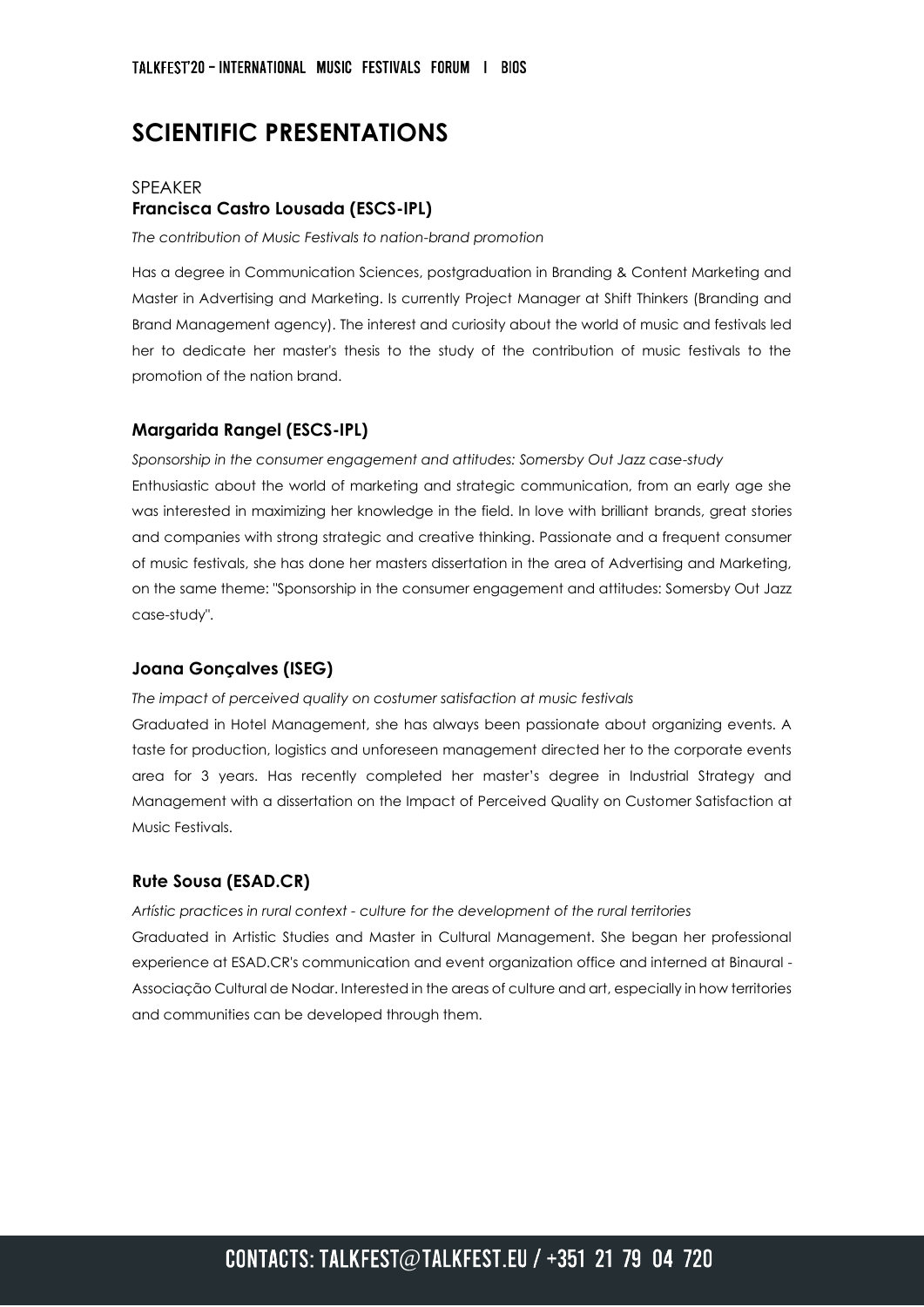# SCIENTIFIC PRESENTATIONS

SPEAKER

**Francisca Castro Lousada (ESCS-IPL)**

*The contribution of Music Festivals to nation-brand promotion*

Has a degree in Communication Sciences, postgraduation in Branding & Content Marketing and Master in Advertising and Marketing. Is currently Project Manager at Shift Thinkers (Branding and Brand Management agency). The interest and curiosity about the world of music and festivals led her to dedicate her master's thesis to the study of the contribution of music festivals to the promotion of the nation brand.

**Margarida Rangel (ESCS-IPL)**

*Sponsorship in the consumer engagement and attitudes: Somersby Out Jazz case-study*

Enthusiastic about the world of marketing and strategic communication, from an early age she was interested in maximizing her knowledge in the field. In love with brilliant brands, great stories and companies with strong strategic and creative thinking. Passionate and a frequent consumer of music festivals, she has done her masters dissertation in the area of Advertising and Marketing, on the same theme: "Sponsorship in the consumer engagement and attitudes: Somersby Out Jazz case-study".

**Joana Gonçalves (ISEG)**

*The impact of perceived quality on costumer satisfaction at music festivals*

Graduated in Hotel Management, she has always been passionate about organizing events. A taste for production, logistics and unforeseen management directed her to the corporate events area for 3 years. Has recently completed her master's degree in Industrial Strategy and Management with a dissertation on the Impact of Perceived Quality on Customer Satisfaction at Music Festivals.

**Rute Sousa (ESAD.CR)**

*Artístic practices in rural context - culture for the development of the rural territories*

Graduated in Artistic Studies and Master in Cultural Management. She began her professional experience at ESAD.CR's communication and event organization office and interned at Binaural - Associação Cultural de Nodar. Interested in the areas of culture and art, especially in how territories and communities can be developed through them.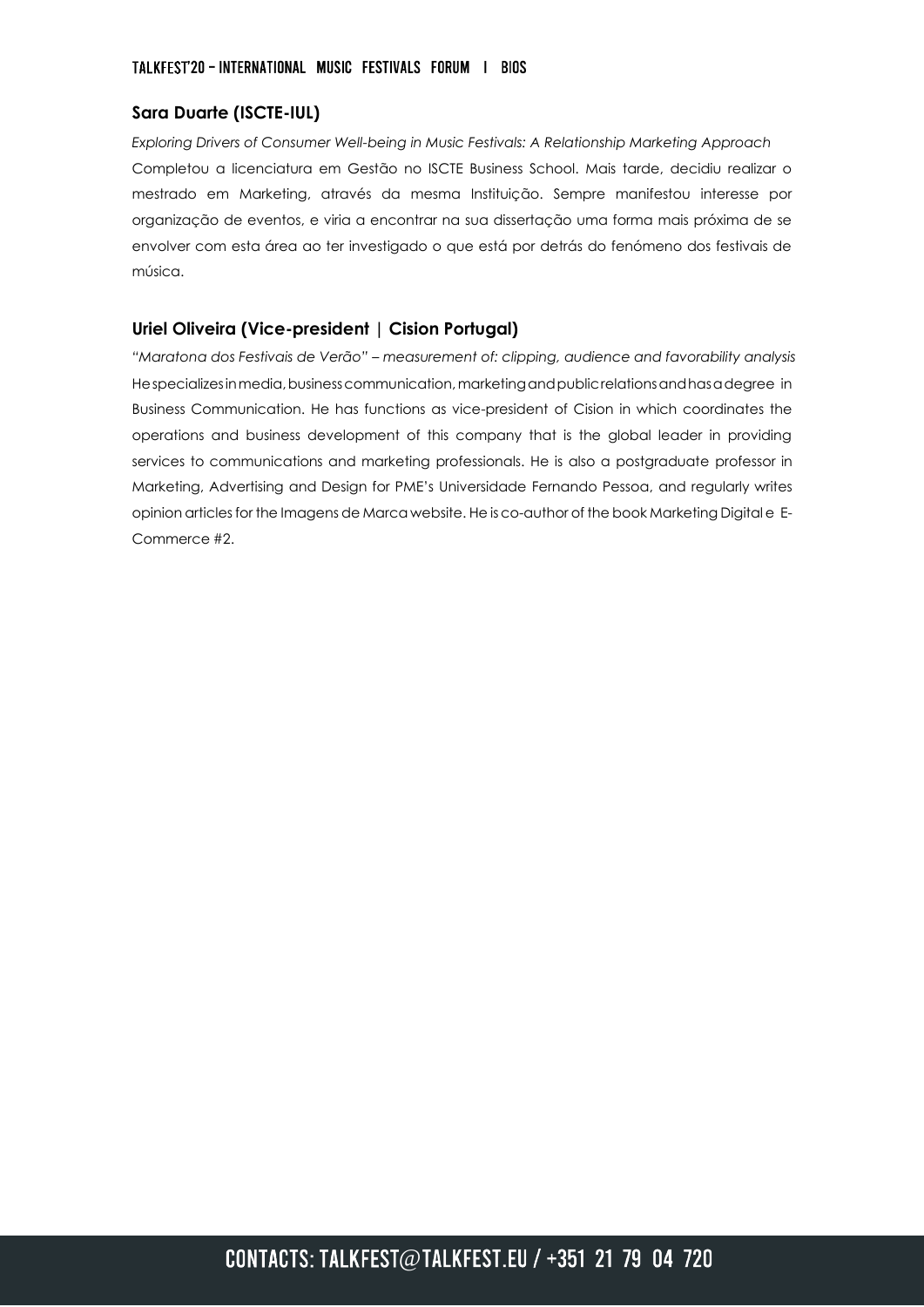## Sara Duarte (ISCTE-IUL)

*Exploring Drivers of Consumer Well-being in Music Festivals: A Relationship Marketing Approach*

Completou a licenciatura em Gestão no ISCTE Business School. Mais tarde, decidiu realizar o mestrado em Marketing, através da mesma Instituição. Sempre manifestou interesse por organização de eventos, e viria a encontrar na sua dissertação uma forma mais próxima de se envolver com esta área ao ter investigado o que está por detrás do fenómeno dos festivais de música.

## Uriel Oliveira (Vice-president | Cision Portugal)

*"Maratona dos Festivais de Verão" – measurement of: clipping, audience and favorability analysis*

He specializes in media, business communication, marketing and public relations and has a degree in Business Communication. He has functions as vice-president of Cision in which coordinates the operations and business development of this company that is the global leader in providing services to communications and marketing professionals. He is also a postgraduate professor in Marketing, Advertising and Design for PME's Universidade Fernando Pessoa, and regularly writes opinion articles for the Imagens de Marca website. He is co-author of the book Marketing Digital e E-Commerce #2.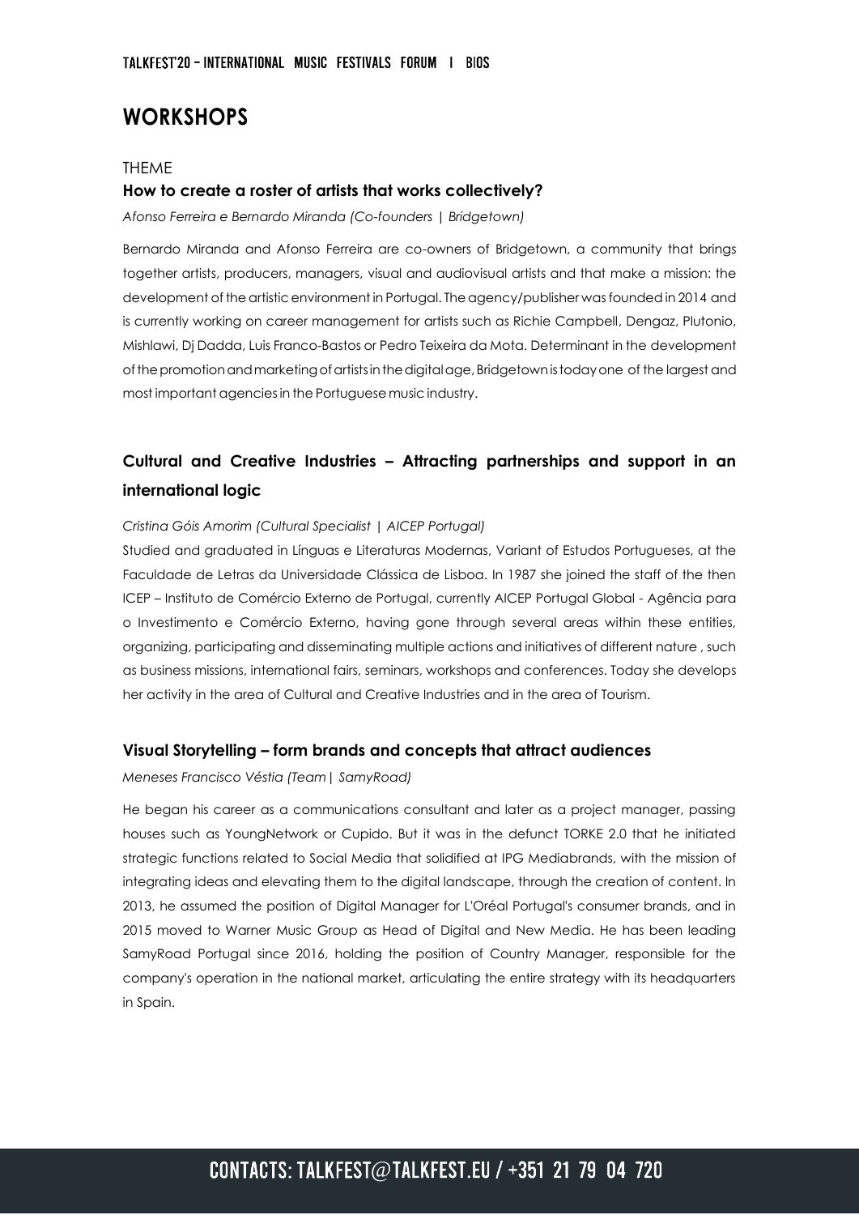# WORKSHOPS

THEME

### How to create a roster of artists that works collectively?

*Afonso Ferreira e Bernardo Miranda (Co-founders | Bridgetown)*

Bernardo Miranda and Afonso Ferreira are co-owners of Bridgetown, a community that brings together artists, producers, managers, visual and audiovisual artists and that make a mission: the development of the artistic environment in Portugal. The agency/publisher was founded in 2014 and is currently working on career management for artists such as Richie Campbell, Dengaz, Plutonio, Mishlawi, Dj Dadda, Luis Franco-Bastos or Pedro Teixeira da Mota. Determinant in the development of the promotion and marketing of artists in the digital age, Bridgetown is today one of the largest and most important agencies in the Portuguese music industry.

### Cultural and Creative Industries – Attracting partnerships and support in an international logic

*Cristina Góis Amorim (Cultural Specialist | AICEP Portugal)*

Studied and graduated in Línguas e Literaturas Modernas, Variant of Estudos Portugueses, at the Faculdade de Letras da Universidade Clássica de Lisboa. In 1987 she joined the staff of the then ICEP – Instituto de Comércio Externo de Portugal, currently AICEP Portugal Global - Agência para o Investimento e Comércio Externo, having gone through several areas within these entities, organizing, participating and disseminating multiple actions and initiatives of different nature , such as business missions, international fairs, seminars, workshops and conferences. Today she develops her activity in the area of Cultural and Creative Industries and in the area of Tourism.

### Visual Storytelling – form brands and concepts that attract audiences

*Meneses Francisco Véstia (Team| SamyRoad)*

He began his career as a communications consultant and later as a project manager, passing houses such as YoungNetwork or Cupido. But it was in the defunct TORKE 2.0 that he initiated strategic functions related to Social Media that solidified at IPG Mediabrands, with the mission of integrating ideas and elevating them to the digital landscape, through the creation of content. In 2013, he assumed the position of Digital Manager for L'Oréal Portugal's consumer brands, and in 2015 moved to Warner Music Group as Head of Digital and New Media. He has been leading SamyRoad Portugal since 2016, holding the position of Country Manager, responsible for the company's operation in the national market, articulating the entire strategy with its headquarters in Spain.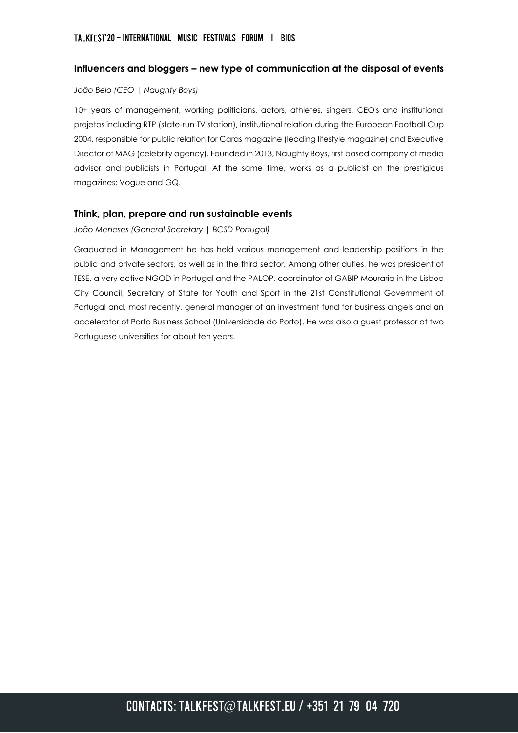## Influencers and bloggers – new type of communication at the disposal of events

*João Belo (CEO | Naughty Boys)*

10+ years of management, working politicians, actors, athletes, singers, CEO's and institutional projetos including RTP (state-run TV station), institutional relation during the European Football Cup 2004, responsible for public relation for Caras magazine (leading lifestyle magazine) and Executive Director of MAG (celebrity agency). Founded in 2013, Naughty Boys, first based company of media advisor and publicists in Portugal. At the same time, works as a publicist on the prestigious magazines: Vogue and GQ.

## Think, plan, prepare and run sustainable events

*João Meneses (General Secretary | BCSD Portugal)*

Graduated in Management he has held various management and leadership positions in the public and private sectors, as well as in the third sector. Among other duties, he was president of TESE, a very active NGOD in Portugal and the PALOP, coordinator of GABIP Mouraria in the Lisboa City Council, Secretary of State for Youth and Sport in the 21st Constitutional Government of Portugal and, most recently, general manager of an investment fund for business angels and an accelerator of Porto Business School (Universidade do Porto). He was also a guest professor at two Portuguese universities for about ten years.